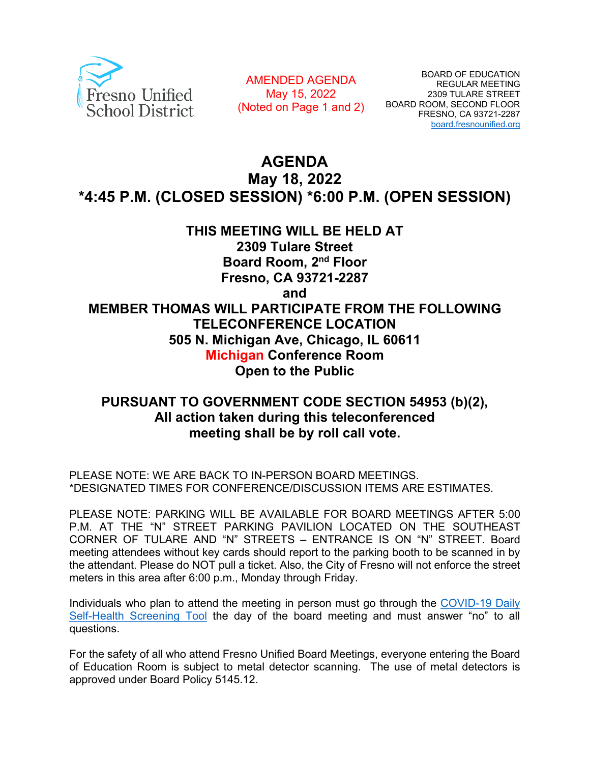Fresno Unified School District

AMENDED AGENDA
May 15, 2022
(Noted on Page 1 and 2)

BOARD OF EDUCATION
REGULAR MEETING
2309 TULARE STREET
BOARD ROOM, SECOND FLOOR
FRESNO, CA 93721-2287
board.fresnounified.org

# AGENDA
## May 18, 2022
## *4:45 P.M. (CLOSED SESSION) *6:00 P.M. (OPEN SESSION)

### THIS MEETING WILL BE HELD AT
### 2309 Tulare Street
### Board Room, 2nd Floor
### Fresno, CA 93721-2287
### and
### MEMBER THOMAS WILL PARTICIPATE FROM THE FOLLOWING TELECONFERENCE LOCATION
### 505 N. Michigan Ave, Chicago, IL 60611
### Michigan Conference Room
### Open to the Public

### PURSUANT TO GOVERNMENT CODE SECTION 54953 (b)(2), All action taken during this teleconferenced meeting shall be by roll call vote.

PLEASE NOTE: WE ARE BACK TO IN-PERSON BOARD MEETINGS.
*DESIGNATED TIMES FOR CONFERENCE/DISCUSSION ITEMS ARE ESTIMATES.

PLEASE NOTE: PARKING WILL BE AVAILABLE FOR BOARD MEETINGS AFTER 5:00 P.M. AT THE "N" STREET PARKING PAVILION LOCATED ON THE SOUTHEAST CORNER OF TULARE AND "N" STREETS – ENTRANCE IS ON "N" STREET. Board meeting attendees without key cards should report to the parking booth to be scanned in by the attendant. Please do NOT pull a ticket. Also, the City of Fresno will not enforce the street meters in this area after 6:00 p.m., Monday through Friday.

Individuals who plan to attend the meeting in person must go through the COVID-19 Daily Self-Health Screening Tool the day of the board meeting and must answer "no" to all questions.

For the safety of all who attend Fresno Unified Board Meetings, everyone entering the Board of Education Room is subject to metal detector scanning. The use of metal detectors is approved under Board Policy 5145.12.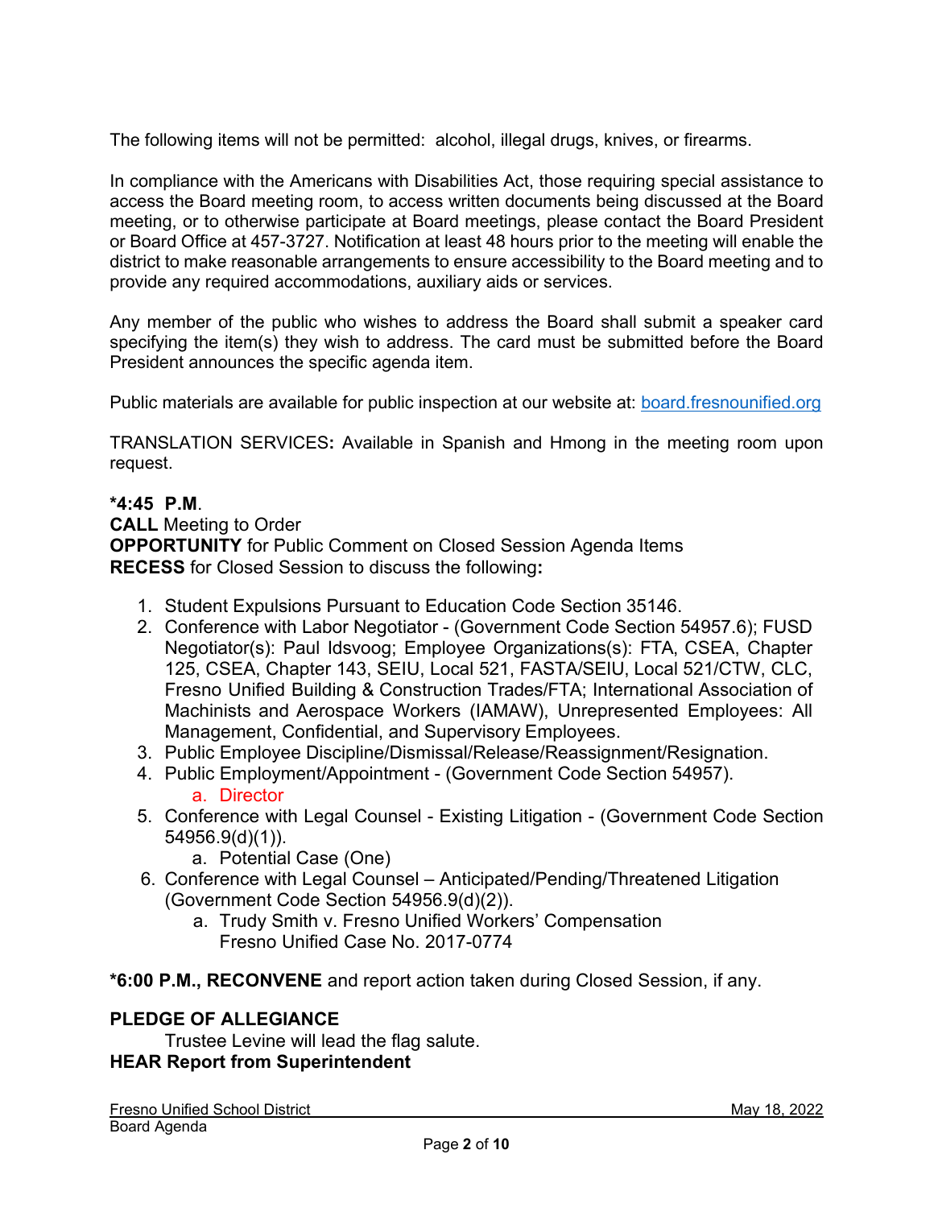The following items will not be permitted: alcohol, illegal drugs, knives, or firearms.

In compliance with the Americans with Disabilities Act, those requiring special assistance to access the Board meeting room, to access written documents being discussed at the Board meeting, or to otherwise participate at Board meetings, please contact the Board President or Board Office at 457-3727. Notification at least 48 hours prior to the meeting will enable the district to make reasonable arrangements to ensure accessibility to the Board meeting and to provide any required accommodations, auxiliary aids or services.

Any member of the public who wishes to address the Board shall submit a speaker card specifying the item(s) they wish to address. The card must be submitted before the Board President announces the specific agenda item.

Public materials are available for public inspection at our website at: [board.fresnounified.org](board.fresnounified.org)

TRANSLATION SERVICES**:** Available in Spanish and Hmong in the meeting room upon request.

**\*4:45 P.M**.
**CALL** Meeting to Order
**OPPORTUNITY** for Public Comment on Closed Session Agenda Items
**RECESS** for Closed Session to discuss the following**:**

1. Student Expulsions Pursuant to Education Code Section 35146.
2. Conference with Labor Negotiator - (Government Code Section 54957.6); FUSD Negotiator(s): Paul Idsvoog; Employee Organizations(s): FTA, CSEA, Chapter 125, CSEA, Chapter 143, SEIU, Local 521, FASTA/SEIU, Local 521/CTW, CLC, Fresno Unified Building & Construction Trades/FTA; International Association of Machinists and Aerospace Workers (IAMAW), Unrepresented Employees: All Management, Confidential, and Supervisory Employees.
3. Public Employee Discipline/Dismissal/Release/Reassignment/Resignation.
4. Public Employment/Appointment - (Government Code Section 54957).
   a. Director
5. Conference with Legal Counsel - Existing Litigation - (Government Code Section 54956.9(d)(1)).
   a. Potential Case (One)
6. Conference with Legal Counsel – Anticipated/Pending/Threatened Litigation (Government Code Section 54956.9(d)(2)).
   a. Trudy Smith v. Fresno Unified Workers' Compensation
      Fresno Unified Case No. 2017-0774

**\*6:00 P.M., RECONVENE** and report action taken during Closed Session, if any.

**PLEDGE OF ALLEGIANCE**
Trustee Levine will lead the flag salute.
**HEAR Report from Superintendent**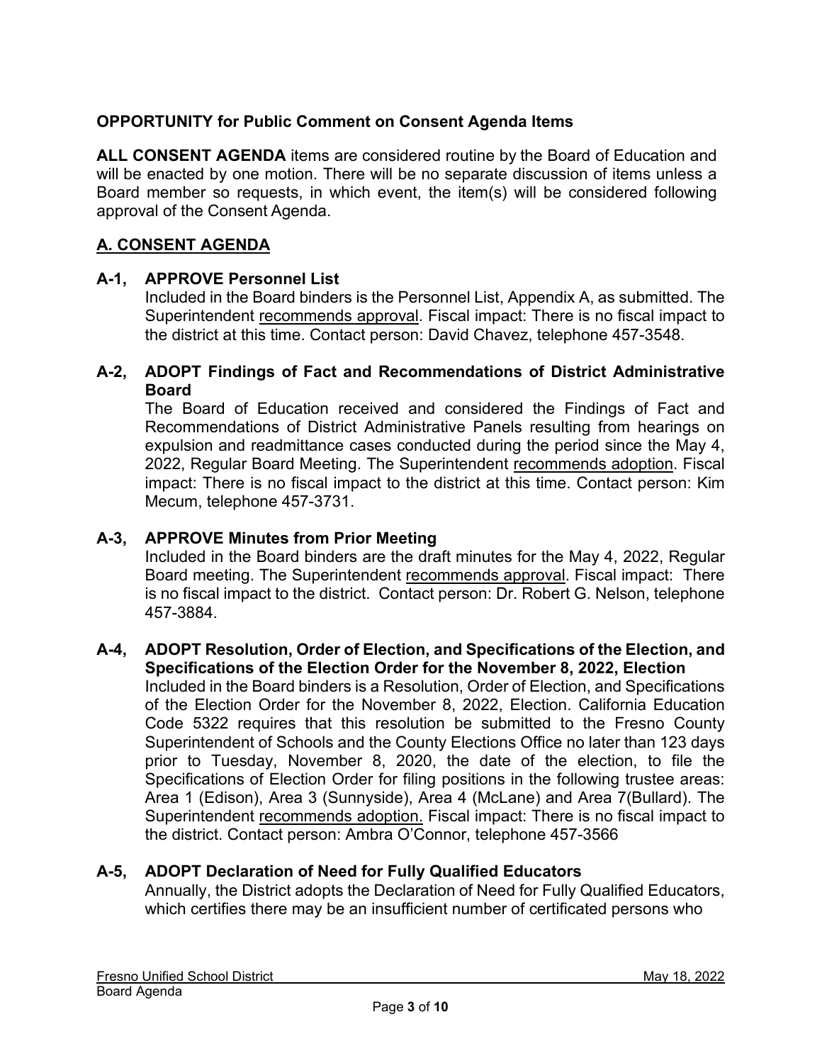**OPPORTUNITY for Public Comment on Consent Agenda Items**

**ALL CONSENT AGENDA** items are considered routine by the Board of Education and will be enacted by one motion. There will be no separate discussion of items unless a Board member so requests, in which event, the item(s) will be considered following approval of the Consent Agenda.

## A. CONSENT AGENDA

### A-1, APPROVE Personnel List

Included in the Board binders is the Personnel List, Appendix A, as submitted. The Superintendent recommends approval. Fiscal impact: There is no fiscal impact to the district at this time. Contact person: David Chavez, telephone 457-3548.

### A-2, ADOPT Findings of Fact and Recommendations of District Administrative Board

The Board of Education received and considered the Findings of Fact and Recommendations of District Administrative Panels resulting from hearings on expulsion and readmittance cases conducted during the period since the May 4, 2022, Regular Board Meeting. The Superintendent recommends adoption. Fiscal impact: There is no fiscal impact to the district at this time. Contact person: Kim Mecum, telephone 457-3731.

### A-3, APPROVE Minutes from Prior Meeting

Included in the Board binders are the draft minutes for the May 4, 2022, Regular Board meeting. The Superintendent recommends approval. Fiscal impact: There is no fiscal impact to the district. Contact person: Dr. Robert G. Nelson, telephone 457-3884.

### A-4, ADOPT Resolution, Order of Election, and Specifications of the Election, and Specifications of the Election Order for the November 8, 2022, Election

Included in the Board binders is a Resolution, Order of Election, and Specifications of the Election Order for the November 8, 2022, Election. California Education Code 5322 requires that this resolution be submitted to the Fresno County Superintendent of Schools and the County Elections Office no later than 123 days prior to Tuesday, November 8, 2020, the date of the election, to file the Specifications of Election Order for filing positions in the following trustee areas: Area 1 (Edison), Area 3 (Sunnyside), Area 4 (McLane) and Area 7(Bullard). The Superintendent recommends adoption. Fiscal impact: There is no fiscal impact to the district. Contact person: Ambra O'Connor, telephone 457-3566

### A-5, ADOPT Declaration of Need for Fully Qualified Educators

Annually, the District adopts the Declaration of Need for Fully Qualified Educators, which certifies there may be an insufficient number of certificated persons who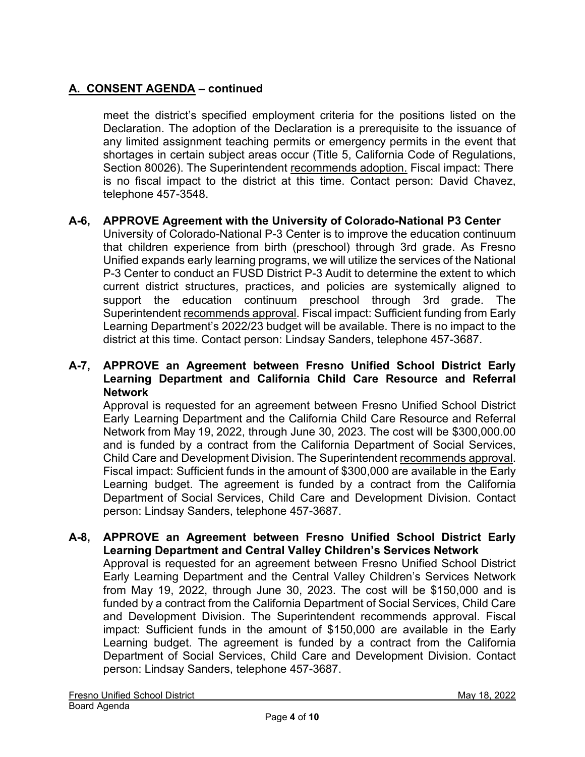## A. CONSENT AGENDA – continued

meet the district's specified employment criteria for the positions listed on the Declaration. The adoption of the Declaration is a prerequisite to the issuance of any limited assignment teaching permits or emergency permits in the event that shortages in certain subject areas occur (Title 5, California Code of Regulations, Section 80026). The Superintendent recommends adoption. Fiscal impact: There is no fiscal impact to the district at this time. Contact person: David Chavez, telephone 457-3548.

**A-6, APPROVE Agreement with the University of Colorado-National P3 Center**
University of Colorado-National P-3 Center is to improve the education continuum that children experience from birth (preschool) through 3rd grade. As Fresno Unified expands early learning programs, we will utilize the services of the National P-3 Center to conduct an FUSD District P-3 Audit to determine the extent to which current district structures, practices, and policies are systemically aligned to support the education continuum preschool through 3rd grade. The Superintendent recommends approval. Fiscal impact: Sufficient funding from Early Learning Department's 2022/23 budget will be available. There is no impact to the district at this time. Contact person: Lindsay Sanders, telephone 457-3687.

**A-7, APPROVE an Agreement between Fresno Unified School District Early Learning Department and California Child Care Resource and Referral Network**
Approval is requested for an agreement between Fresno Unified School District Early Learning Department and the California Child Care Resource and Referral Network from May 19, 2022, through June 30, 2023. The cost will be $300,000.00 and is funded by a contract from the California Department of Social Services, Child Care and Development Division. The Superintendent recommends approval. Fiscal impact: Sufficient funds in the amount of $300,000 are available in the Early Learning budget. The agreement is funded by a contract from the California Department of Social Services, Child Care and Development Division. Contact person: Lindsay Sanders, telephone 457-3687.

**A-8, APPROVE an Agreement between Fresno Unified School District Early Learning Department and Central Valley Children's Services Network**
Approval is requested for an agreement between Fresno Unified School District Early Learning Department and the Central Valley Children's Services Network from May 19, 2022, through June 30, 2023. The cost will be $150,000 and is funded by a contract from the California Department of Social Services, Child Care and Development Division. The Superintendent recommends approval. Fiscal impact: Sufficient funds in the amount of $150,000 are available in the Early Learning budget. The agreement is funded by a contract from the California Department of Social Services, Child Care and Development Division. Contact person: Lindsay Sanders, telephone 457-3687.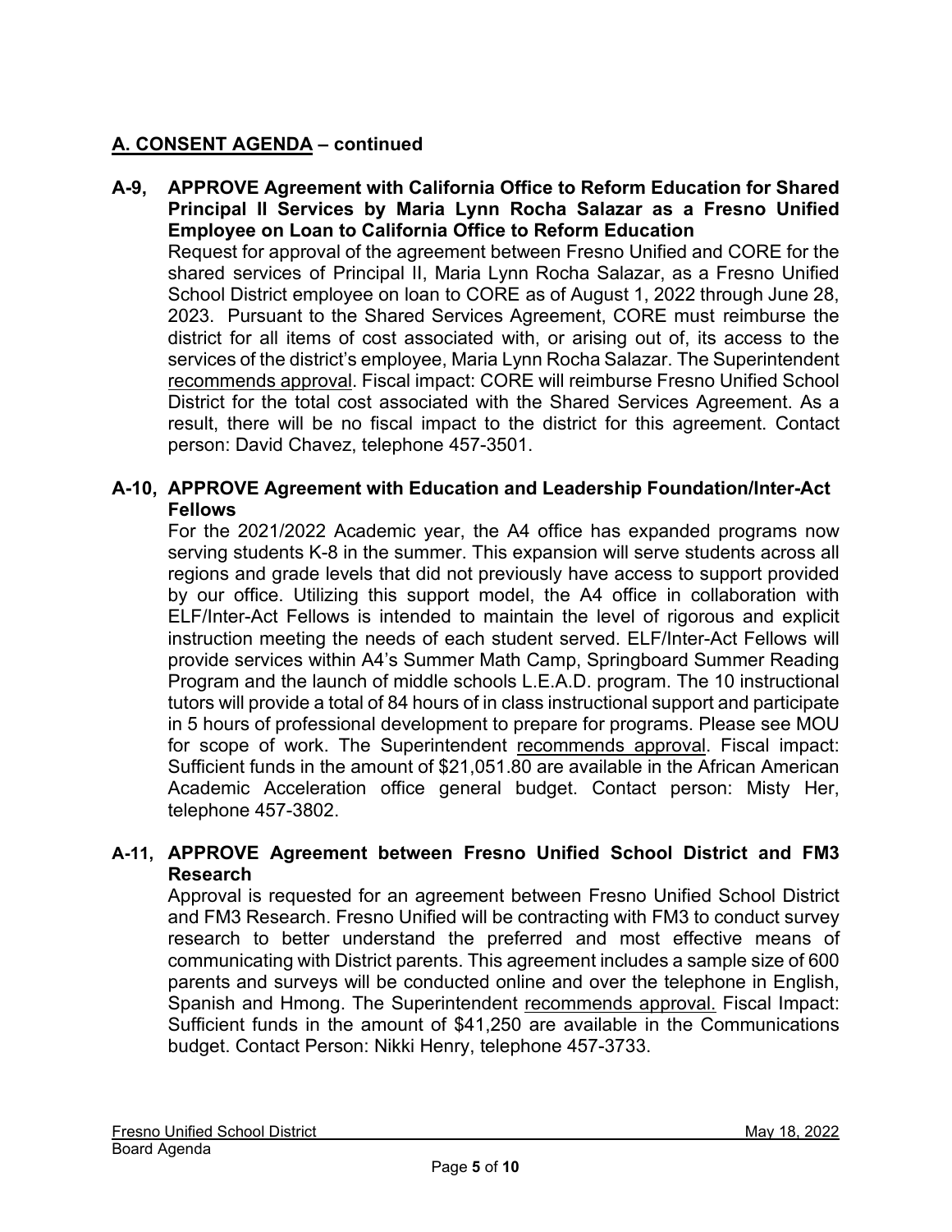## **A. CONSENT AGENDA – continued**

**A-9, APPROVE Agreement with California Office to Reform Education for Shared Principal II Services by Maria Lynn Rocha Salazar as a Fresno Unified Employee on Loan to California Office to Reform Education**

Request for approval of the agreement between Fresno Unified and CORE for the shared services of Principal II, Maria Lynn Rocha Salazar, as a Fresno Unified School District employee on loan to CORE as of August 1, 2022 through June 28, 2023. Pursuant to the Shared Services Agreement, CORE must reimburse the district for all items of cost associated with, or arising out of, its access to the services of the district's employee, Maria Lynn Rocha Salazar. The Superintendent recommends approval. Fiscal impact: CORE will reimburse Fresno Unified School District for the total cost associated with the Shared Services Agreement. As a result, there will be no fiscal impact to the district for this agreement. Contact person: David Chavez, telephone 457-3501.

**A-10, APPROVE Agreement with Education and Leadership Foundation/Inter-Act Fellows**

For the 2021/2022 Academic year, the A4 office has expanded programs now serving students K-8 in the summer. This expansion will serve students across all regions and grade levels that did not previously have access to support provided by our office. Utilizing this support model, the A4 office in collaboration with ELF/Inter-Act Fellows is intended to maintain the level of rigorous and explicit instruction meeting the needs of each student served. ELF/Inter-Act Fellows will provide services within A4's Summer Math Camp, Springboard Summer Reading Program and the launch of middle schools L.E.A.D. program. The 10 instructional tutors will provide a total of 84 hours of in class instructional support and participate in 5 hours of professional development to prepare for programs. Please see MOU for scope of work. The Superintendent recommends approval. Fiscal impact: Sufficient funds in the amount of $21,051.80 are available in the African American Academic Acceleration office general budget. Contact person: Misty Her, telephone 457-3802.

**A-11, APPROVE Agreement between Fresno Unified School District and FM3 Research**

Approval is requested for an agreement between Fresno Unified School District and FM3 Research. Fresno Unified will be contracting with FM3 to conduct survey research to better understand the preferred and most effective means of communicating with District parents. This agreement includes a sample size of 600 parents and surveys will be conducted online and over the telephone in English, Spanish and Hmong. The Superintendent recommends approval. Fiscal Impact: Sufficient funds in the amount of $41,250 are available in the Communications budget. Contact Person: Nikki Henry, telephone 457-3733.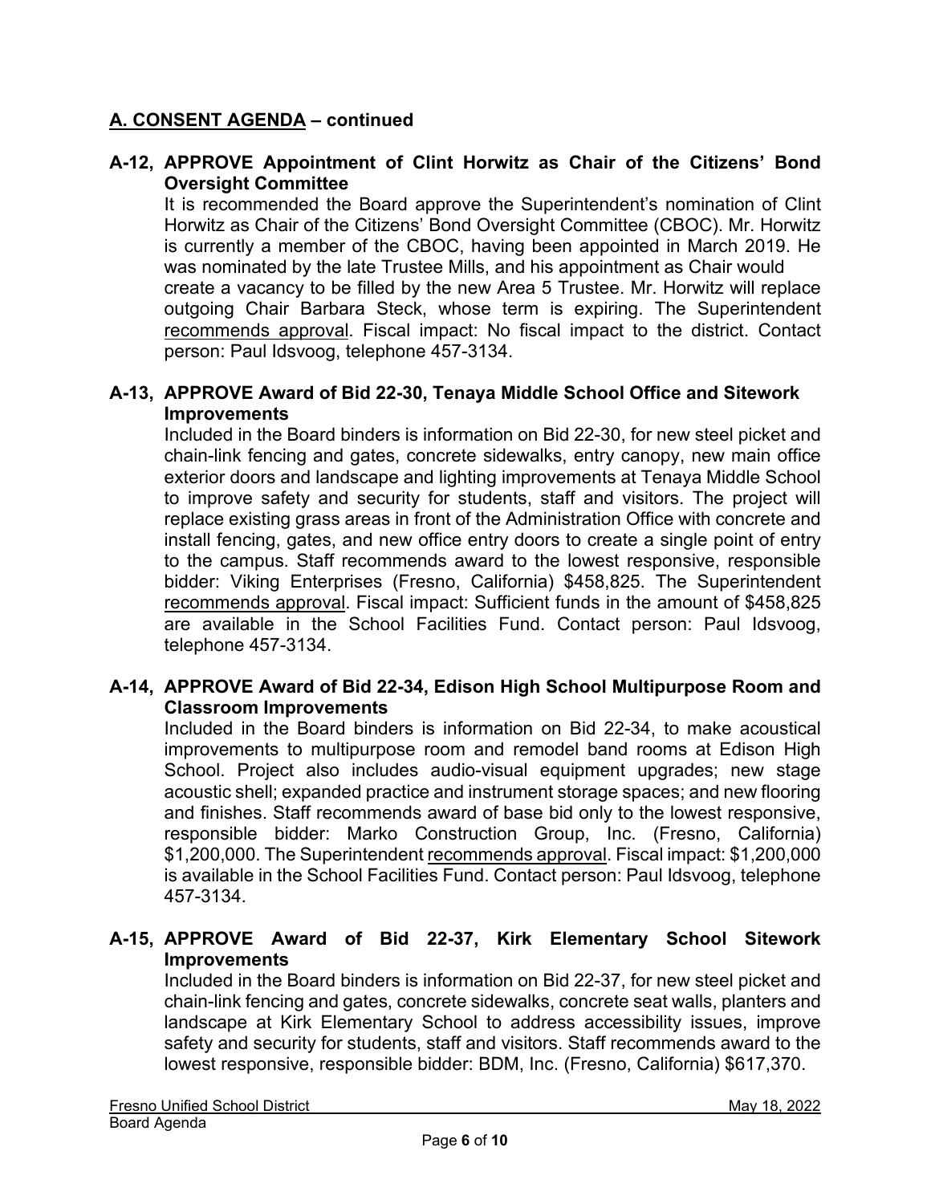## A. CONSENT AGENDA – continued

**A-12, APPROVE Appointment of Clint Horwitz as Chair of the Citizens' Bond Oversight Committee**

It is recommended the Board approve the Superintendent's nomination of Clint Horwitz as Chair of the Citizens' Bond Oversight Committee (CBOC). Mr. Horwitz is currently a member of the CBOC, having been appointed in March 2019. He was nominated by the late Trustee Mills, and his appointment as Chair would create a vacancy to be filled by the new Area 5 Trustee. Mr. Horwitz will replace outgoing Chair Barbara Steck, whose term is expiring. The Superintendent recommends approval. Fiscal impact: No fiscal impact to the district. Contact person: Paul Idsvoog, telephone 457-3134.

**A-13, APPROVE Award of Bid 22-30, Tenaya Middle School Office and Sitework Improvements**

Included in the Board binders is information on Bid 22-30, for new steel picket and chain-link fencing and gates, concrete sidewalks, entry canopy, new main office exterior doors and landscape and lighting improvements at Tenaya Middle School to improve safety and security for students, staff and visitors. The project will replace existing grass areas in front of the Administration Office with concrete and install fencing, gates, and new office entry doors to create a single point of entry to the campus. Staff recommends award to the lowest responsive, responsible bidder: Viking Enterprises (Fresno, California) $458,825. The Superintendent recommends approval. Fiscal impact: Sufficient funds in the amount of $458,825 are available in the School Facilities Fund. Contact person: Paul Idsvoog, telephone 457-3134.

**A-14, APPROVE Award of Bid 22-34, Edison High School Multipurpose Room and Classroom Improvements**

Included in the Board binders is information on Bid 22-34, to make acoustical improvements to multipurpose room and remodel band rooms at Edison High School. Project also includes audio-visual equipment upgrades; new stage acoustic shell; expanded practice and instrument storage spaces; and new flooring and finishes. Staff recommends award of base bid only to the lowest responsive, responsible bidder: Marko Construction Group, Inc. (Fresno, California) $1,200,000. The Superintendent recommends approval. Fiscal impact: $1,200,000 is available in the School Facilities Fund. Contact person: Paul Idsvoog, telephone 457-3134.

**A-15, APPROVE Award of Bid 22-37, Kirk Elementary School Sitework Improvements**

Included in the Board binders is information on Bid 22-37, for new steel picket and chain-link fencing and gates, concrete sidewalks, concrete seat walls, planters and landscape at Kirk Elementary School to address accessibility issues, improve safety and security for students, staff and visitors. Staff recommends award to the lowest responsive, responsible bidder: BDM, Inc. (Fresno, California) $617,370.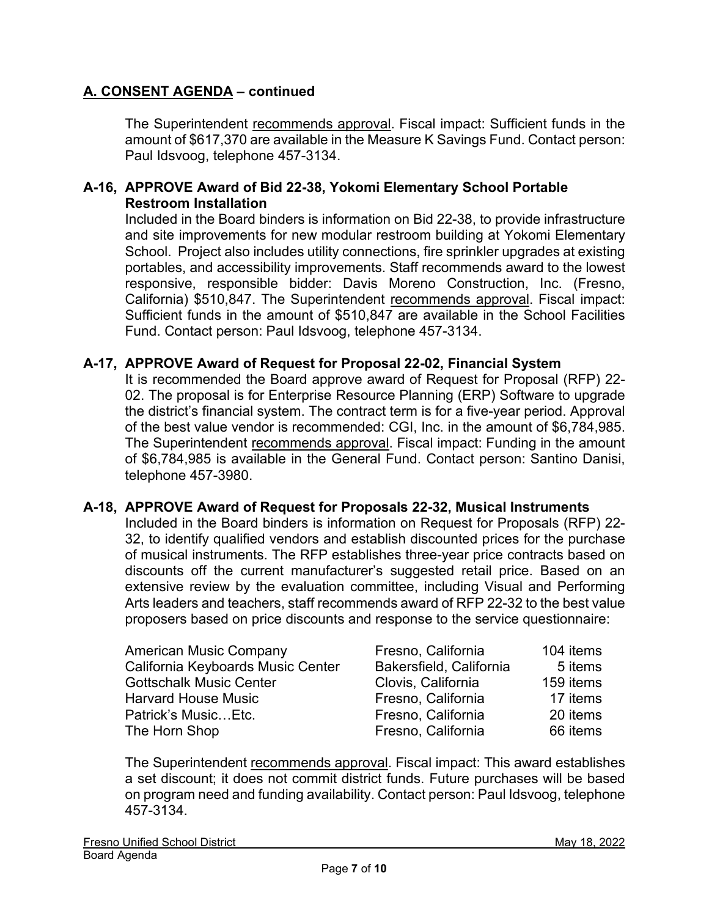## A. CONSENT AGENDA – continued

The Superintendent recommends approval. Fiscal impact: Sufficient funds in the amount of $617,370 are available in the Measure K Savings Fund. Contact person: Paul Idsvoog, telephone 457-3134.

### A-16, APPROVE Award of Bid 22-38, Yokomi Elementary School Portable Restroom Installation

Included in the Board binders is information on Bid 22-38, to provide infrastructure and site improvements for new modular restroom building at Yokomi Elementary School. Project also includes utility connections, fire sprinkler upgrades at existing portables, and accessibility improvements. Staff recommends award to the lowest responsive, responsible bidder: Davis Moreno Construction, Inc. (Fresno, California) $510,847. The Superintendent recommends approval. Fiscal impact: Sufficient funds in the amount of $510,847 are available in the School Facilities Fund. Contact person: Paul Idsvoog, telephone 457-3134.

### A-17, APPROVE Award of Request for Proposal 22-02, Financial System

It is recommended the Board approve award of Request for Proposal (RFP) 22-02. The proposal is for Enterprise Resource Planning (ERP) Software to upgrade the district's financial system. The contract term is for a five-year period. Approval of the best value vendor is recommended: CGI, Inc. in the amount of $6,784,985. The Superintendent recommends approval. Fiscal impact: Funding in the amount of $6,784,985 is available in the General Fund. Contact person: Santino Danisi, telephone 457-3980.

### A-18, APPROVE Award of Request for Proposals 22-32, Musical Instruments

Included in the Board binders is information on Request for Proposals (RFP) 22-32, to identify qualified vendors and establish discounted prices for the purchase of musical instruments. The RFP establishes three-year price contracts based on discounts off the current manufacturer's suggested retail price. Based on an extensive review by the evaluation committee, including Visual and Performing Arts leaders and teachers, staff recommends award of RFP 22-32 to the best value proposers based on price discounts and response to the service questionnaire:

| | | |
|---|---|---|
| American Music Company | Fresno, California | 104 items |
| California Keyboards Music Center | Bakersfield, California | 5 items |
| Gottschalk Music Center | Clovis, California | 159 items |
| Harvard House Music | Fresno, California | 17 items |
| Patrick's Music…Etc. | Fresno, California | 20 items |
| The Horn Shop | Fresno, California | 66 items |

The Superintendent recommends approval. Fiscal impact: This award establishes a set discount; it does not commit district funds. Future purchases will be based on program need and funding availability. Contact person: Paul Idsvoog, telephone 457-3134.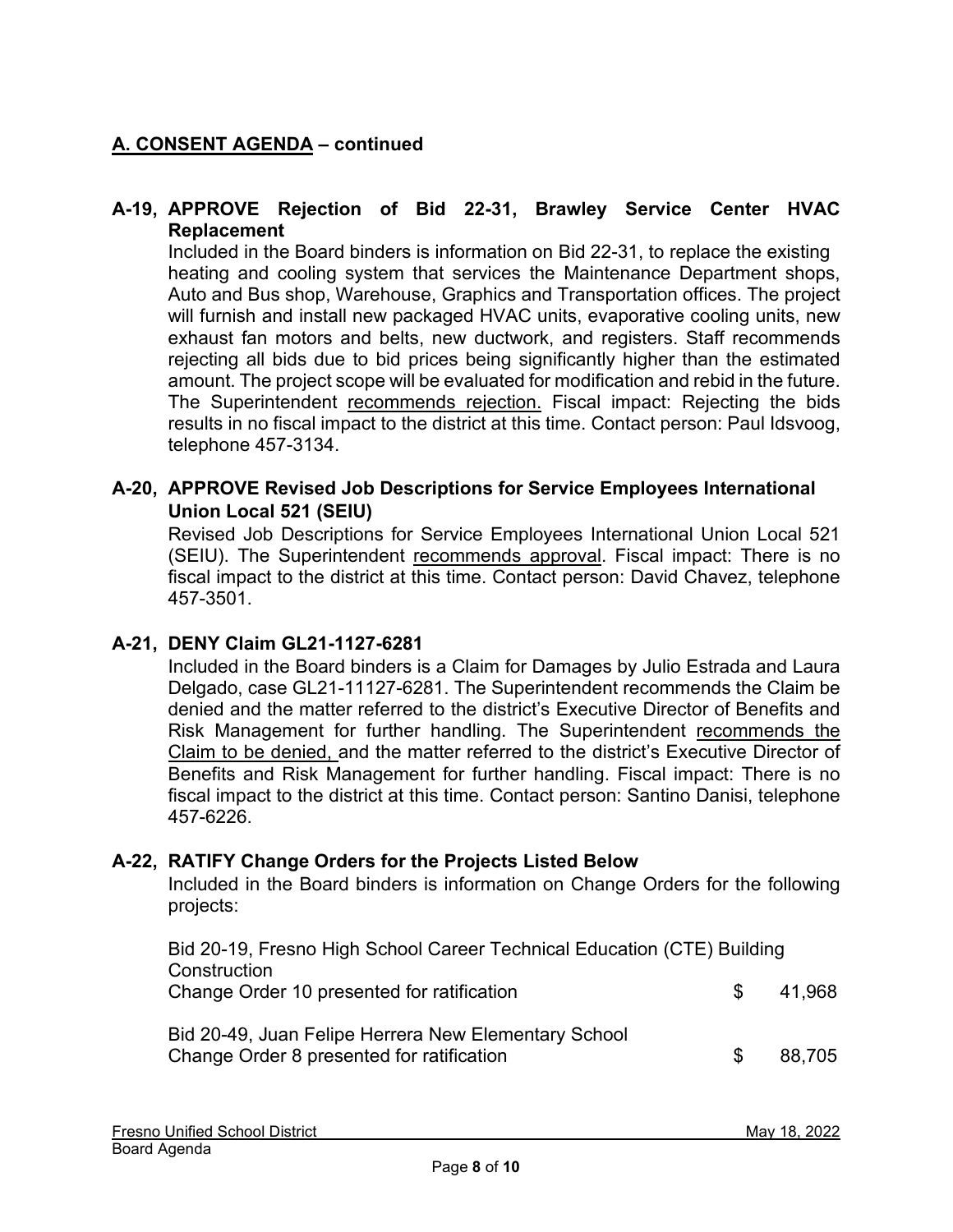## A. CONSENT AGENDA – continued

### A-19, APPROVE Rejection of Bid 22-31, Brawley Service Center HVAC Replacement

Included in the Board binders is information on Bid 22-31, to replace the existing heating and cooling system that services the Maintenance Department shops, Auto and Bus shop, Warehouse, Graphics and Transportation offices. The project will furnish and install new packaged HVAC units, evaporative cooling units, new exhaust fan motors and belts, new ductwork, and registers. Staff recommends rejecting all bids due to bid prices being significantly higher than the estimated amount. The project scope will be evaluated for modification and rebid in the future. The Superintendent recommends rejection. Fiscal impact: Rejecting the bids results in no fiscal impact to the district at this time. Contact person: Paul Idsvoog, telephone 457-3134.

### A-20, APPROVE Revised Job Descriptions for Service Employees International Union Local 521 (SEIU)

Revised Job Descriptions for Service Employees International Union Local 521 (SEIU). The Superintendent recommends approval. Fiscal impact: There is no fiscal impact to the district at this time. Contact person: David Chavez, telephone 457-3501.

### A-21, DENY Claim GL21-1127-6281

Included in the Board binders is a Claim for Damages by Julio Estrada and Laura Delgado, case GL21-11127-6281. The Superintendent recommends the Claim be denied and the matter referred to the district's Executive Director of Benefits and Risk Management for further handling. The Superintendent recommends the Claim to be denied, and the matter referred to the district's Executive Director of Benefits and Risk Management for further handling. Fiscal impact: There is no fiscal impact to the district at this time. Contact person: Santino Danisi, telephone 457-6226.

### A-22, RATIFY Change Orders for the Projects Listed Below

Included in the Board binders is information on Change Orders for the following projects:

| Project | Amount |
|---|---|
| Bid 20-19, Fresno High School Career Technical Education (CTE) Building Construction<br>Change Order 10 presented for ratification | $ 41,968 |
| Bid 20-49, Juan Felipe Herrera New Elementary School<br>Change Order 8 presented for ratification | $ 88,705 |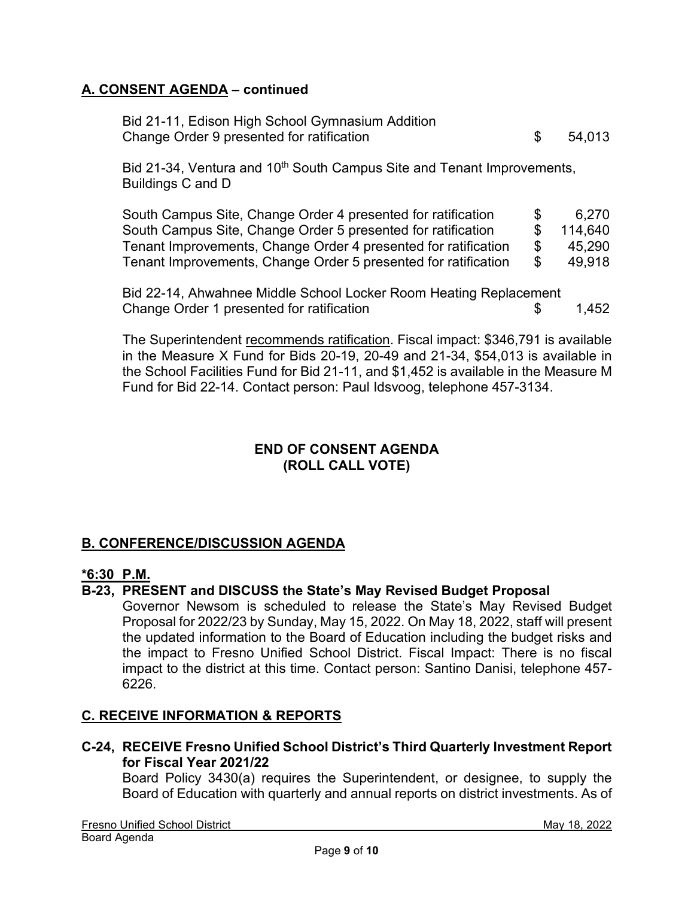## A. CONSENT AGENDA – continued

Bid 21-11, Edison High School Gymnasium Addition
Change Order 9 presented for ratification $ 54,013

Bid 21-34, Ventura and 10th South Campus Site and Tenant Improvements, Buildings C and D

| | | |
|---|---|---|
| South Campus Site, Change Order 4 presented for ratification | $ | 6,270 |
| South Campus Site, Change Order 5 presented for ratification | $ | 114,640 |
| Tenant Improvements, Change Order 4 presented for ratification | $ | 45,290 |
| Tenant Improvements, Change Order 5 presented for ratification | $ | 49,918 |

Bid 22-14, Ahwahnee Middle School Locker Room Heating Replacement
Change Order 1 presented for ratification $ 1,452

The Superintendent recommends ratification. Fiscal impact: $346,791 is available in the Measure X Fund for Bids 20-19, 20-49 and 21-34, $54,013 is available in the School Facilities Fund for Bid 21-11, and $1,452 is available in the Measure M Fund for Bid 22-14. Contact person: Paul Idsvoog, telephone 457-3134.

**END OF CONSENT AGENDA**
**(ROLL CALL VOTE)**

## B. CONFERENCE/DISCUSSION AGENDA

**\*6:30 P.M.**

**B-23, PRESENT and DISCUSS the State's May Revised Budget Proposal**
Governor Newsom is scheduled to release the State's May Revised Budget Proposal for 2022/23 by Sunday, May 15, 2022. On May 18, 2022, staff will present the updated information to the Board of Education including the budget risks and the impact to Fresno Unified School District. Fiscal Impact: There is no fiscal impact to the district at this time. Contact person: Santino Danisi, telephone 457-6226.

## C. RECEIVE INFORMATION & REPORTS

**C-24, RECEIVE Fresno Unified School District's Third Quarterly Investment Report for Fiscal Year 2021/22**
Board Policy 3430(a) requires the Superintendent, or designee, to supply the Board of Education with quarterly and annual reports on district investments. As of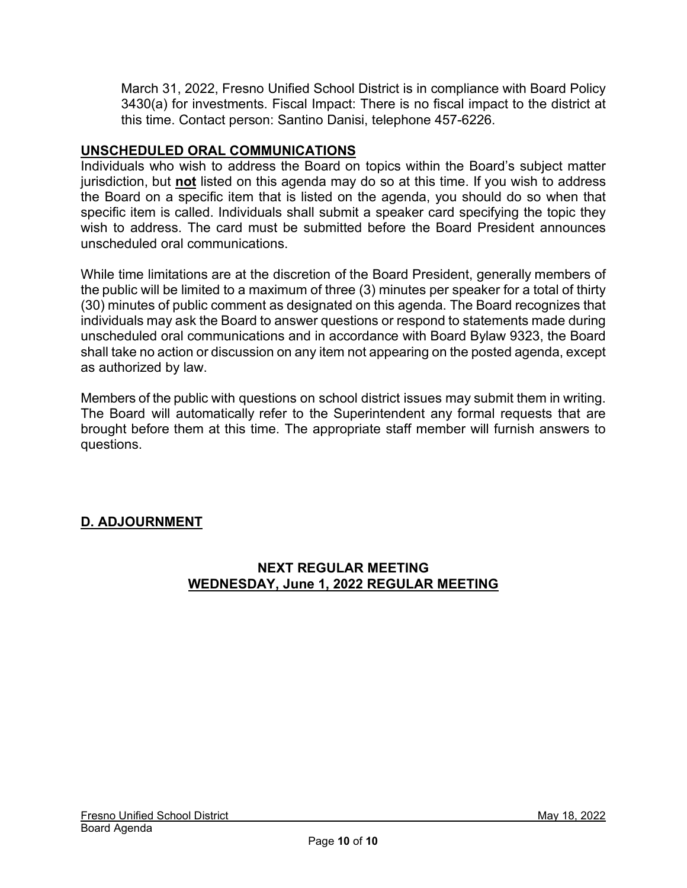March 31, 2022, Fresno Unified School District is in compliance with Board Policy 3430(a) for investments. Fiscal Impact: There is no fiscal impact to the district at this time. Contact person: Santino Danisi, telephone 457-6226.

## UNSCHEDULED ORAL COMMUNICATIONS

Individuals who wish to address the Board on topics within the Board's subject matter jurisdiction, but **not** listed on this agenda may do so at this time. If you wish to address the Board on a specific item that is listed on the agenda, you should do so when that specific item is called. Individuals shall submit a speaker card specifying the topic they wish to address. The card must be submitted before the Board President announces unscheduled oral communications.

While time limitations are at the discretion of the Board President, generally members of the public will be limited to a maximum of three (3) minutes per speaker for a total of thirty (30) minutes of public comment as designated on this agenda. The Board recognizes that individuals may ask the Board to answer questions or respond to statements made during unscheduled oral communications and in accordance with Board Bylaw 9323, the Board shall take no action or discussion on any item not appearing on the posted agenda, except as authorized by law.

Members of the public with questions on school district issues may submit them in writing. The Board will automatically refer to the Superintendent any formal requests that are brought before them at this time. The appropriate staff member will furnish answers to questions.

## D. ADJOURNMENT

**NEXT REGULAR MEETING**
**WEDNESDAY, June 1, 2022 REGULAR MEETING**